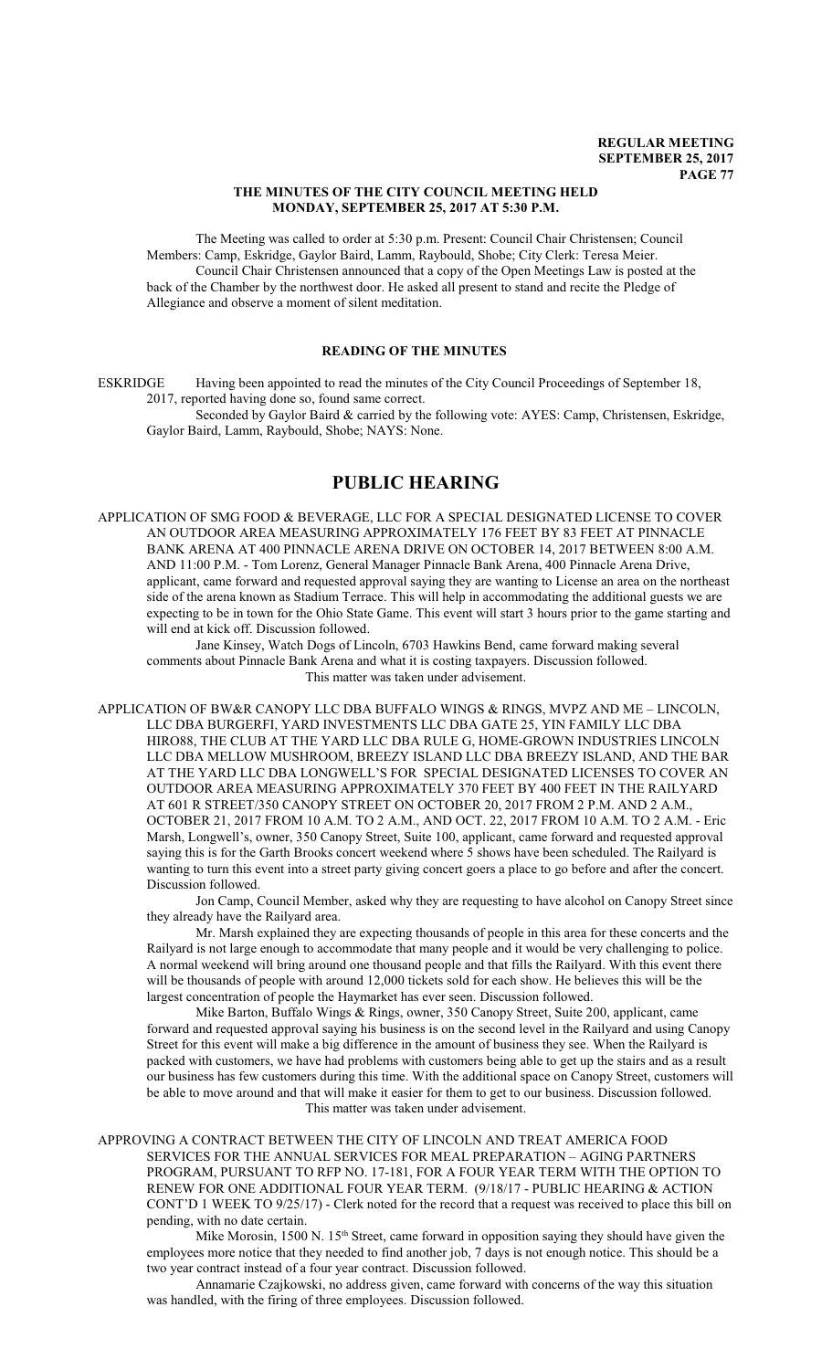# THE MINUTES OF THE CITY COUNCIL MEETING HELD MONDAY, SEPTEMBER 25, 2017 AT 5:30 P.M.

The Meeting was called to order at 5:30 p.m. Present: Council Chair Christensen; Council Members: Camp, Eskridge, Gaylor Baird, Lamm, Raybould, Shobe; City Clerk: Teresa Meier.

Council Chair Christensen announced that a copy of the Open Meetings Law is posted at the back of the Chamber by the northwest door. He asked all present to stand and recite the Pledge of Allegiance and observe a moment of silent meditation.

## READING OF THE MINUTES

ESKRIDGE Having been appointed to read the minutes of the City Council Proceedings of September 18, 2017, reported having done so, found same correct.

Seconded by Gaylor Baird & carried by the following vote: AYES: Camp, Christensen, Eskridge, Gaylor Baird, Lamm, Raybould, Shobe; NAYS: None.

# PUBLIC HEARING

APPLICATION OF SMG FOOD & BEVERAGE, LLC FOR A SPECIAL DESIGNATED LICENSE TO COVER AN OUTDOOR AREA MEASURING APPROXIMATELY 176 FEET BY 83 FEET AT PINNACLE BANK ARENA AT 400 PINNACLE ARENA DRIVE ON OCTOBER 14, 2017 BETWEEN 8:00 A.M. AND 11:00 P.M. - Tom Lorenz, General Manager Pinnacle Bank Arena, 400 Pinnacle Arena Drive, applicant, came forward and requested approval saying they are wanting to License an area on the northeast side of the arena known as Stadium Terrace. This will help in accommodating the additional guests we are expecting to be in town for the Ohio State Game. This event will start 3 hours prior to the game starting and will end at kick off. Discussion followed.

Jane Kinsey, Watch Dogs of Lincoln, 6703 Hawkins Bend, came forward making several comments about Pinnacle Bank Arena and what it is costing taxpayers. Discussion followed.

This matter was taken under advisement.

APPLICATION OF BW&R CANOPY LLC DBA BUFFALO WINGS & RINGS, MVPZ AND ME – LINCOLN, LLC DBA BURGERFI, YARD INVESTMENTS LLC DBA GATE 25, YIN FAMILY LLC DBA HIRO88, THE CLUB AT THE YARD LLC DBA RULE G, HOME-GROWN INDUSTRIES LINCOLN LLC DBA MELLOW MUSHROOM, BREEZY ISLAND LLC DBA BREEZY ISLAND, AND THE BAR AT THE YARD LLC DBA LONGWELL'S FOR SPECIAL DESIGNATED LICENSES TO COVER AN OUTDOOR AREA MEASURING APPROXIMATELY 370 FEET BY 400 FEET IN THE RAILYARD AT 601 R STREET/350 CANOPY STREET ON OCTOBER 20, 2017 FROM 2 P.M. AND 2 A.M., OCTOBER 21, 2017 FROM 10 A.M. TO 2 A.M., AND OCT. 22, 2017 FROM 10 A.M. TO 2 A.M. - Eric Marsh, Longwell's, owner, 350 Canopy Street, Suite 100, applicant, came forward and requested approval saying this is for the Garth Brooks concert weekend where 5 shows have been scheduled. The Railyard is wanting to turn this event into a street party giving concert goers a place to go before and after the concert. Discussion followed.

Jon Camp, Council Member, asked why they are requesting to have alcohol on Canopy Street since they already have the Railyard area.

Mr. Marsh explained they are expecting thousands of people in this area for these concerts and the Railyard is not large enough to accommodate that many people and it would be very challenging to police. A normal weekend will bring around one thousand people and that fills the Railyard. With this event there will be thousands of people with around 12,000 tickets sold for each show. He believes this will be the largest concentration of people the Haymarket has ever seen. Discussion followed.

Mike Barton, Buffalo Wings & Rings, owner, 350 Canopy Street, Suite 200, applicant, came forward and requested approval saying his business is on the second level in the Railyard and using Canopy Street for this event will make a big difference in the amount of business they see. When the Railyard is packed with customers, we have had problems with customers being able to get up the stairs and as a result our business has few customers during this time. With the additional space on Canopy Street, customers will be able to move around and that will make it easier for them to get to our business. Discussion followed.

This matter was taken under advisement.

APPROVING A CONTRACT BETWEEN THE CITY OF LINCOLN AND TREAT AMERICA FOOD SERVICES FOR THE ANNUAL SERVICES FOR MEAL PREPARATION – AGING PARTNERS PROGRAM, PURSUANT TO RFP NO. 17-181, FOR A FOUR YEAR TERM WITH THE OPTION TO RENEW FOR ONE ADDITIONAL FOUR YEAR TERM. (9/18/17 - PUBLIC HEARING & ACTION CONT'D 1 WEEK TO 9/25/17) - Clerk noted for the record that a request was received to place this bill on pending, with no date certain.

Mike Morosin, 1500 N. 15th Street, came forward in opposition saying they should have given the employees more notice that they needed to find another job, 7 days is not enough notice. This should be a two year contract instead of a four year contract. Discussion followed.

Annamarie Czajkowski, no address given, came forward with concerns of the way this situation was handled, with the firing of three employees. Discussion followed.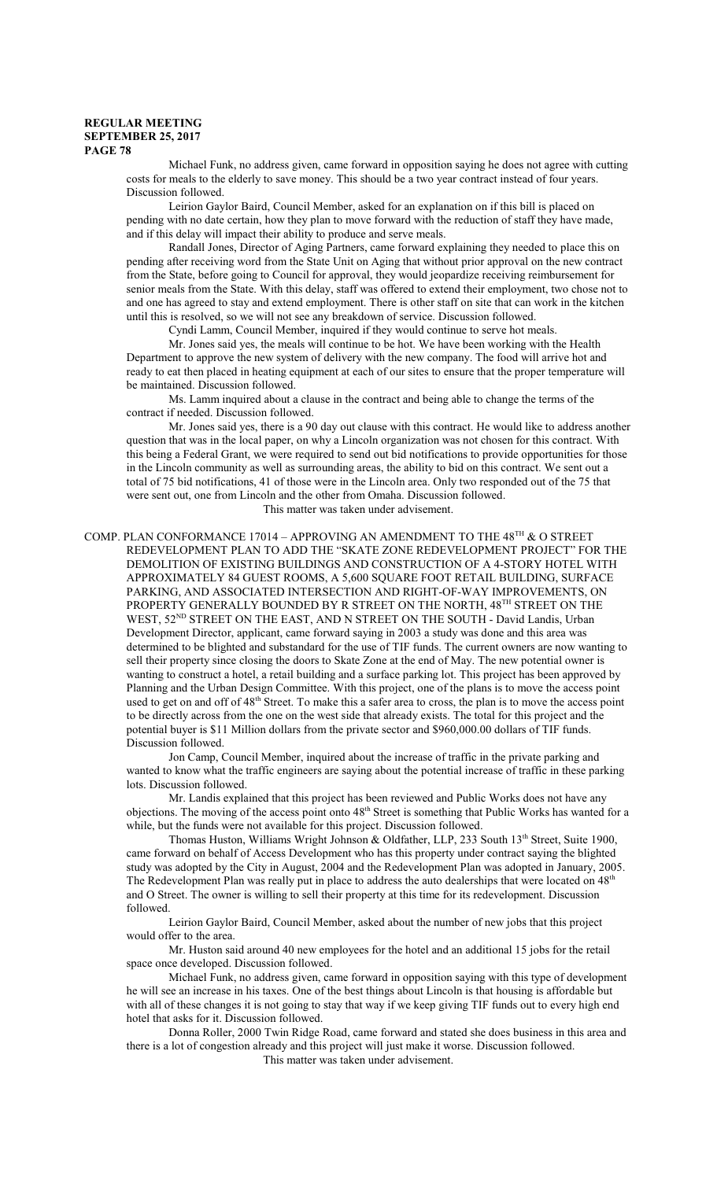Michael Funk, no address given, came forward in opposition saying he does not agree with cutting costs for meals to the elderly to save money. This should be a two year contract instead of four years. Discussion followed.

Leirion Gaylor Baird, Council Member, asked for an explanation on if this bill is placed on pending with no date certain, how they plan to move forward with the reduction of staff they have made, and if this delay will impact their ability to produce and serve meals.

Randall Jones, Director of Aging Partners, came forward explaining they needed to place this on pending after receiving word from the State Unit on Aging that without prior approval on the new contract from the State, before going to Council for approval, they would jeopardize receiving reimbursement for senior meals from the State. With this delay, staff was offered to extend their employment, two chose not to and one has agreed to stay and extend employment. There is other staff on site that can work in the kitchen until this is resolved, so we will not see any breakdown of service. Discussion followed.

Cyndi Lamm, Council Member, inquired if they would continue to serve hot meals.

Mr. Jones said yes, the meals will continue to be hot. We have been working with the Health Department to approve the new system of delivery with the new company. The food will arrive hot and ready to eat then placed in heating equipment at each of our sites to ensure that the proper temperature will be maintained. Discussion followed.

Ms. Lamm inquired about a clause in the contract and being able to change the terms of the contract if needed. Discussion followed.

Mr. Jones said yes, there is a 90 day out clause with this contract. He would like to address another question that was in the local paper, on why a Lincoln organization was not chosen for this contract. With this being a Federal Grant, we were required to send out bid notifications to provide opportunities for those in the Lincoln community as well as surrounding areas, the ability to bid on this contract. We sent out a total of 75 bid notifications, 41 of those were in the Lincoln area. Only two responded out of the 75 that were sent out, one from Lincoln and the other from Omaha. Discussion followed.

This matter was taken under advisement.

COMP. PLAN CONFORMANCE 17014 – APPROVING AN AMENDMENT TO THE 48TH & O STREET REDEVELOPMENT PLAN TO ADD THE "SKATE ZONE REDEVELOPMENT PROJECT" FOR THE DEMOLITION OF EXISTING BUILDINGS AND CONSTRUCTION OF A 4-STORY HOTEL WITH APPROXIMATELY 84 GUEST ROOMS, A 5,600 SQUARE FOOT RETAIL BUILDING, SURFACE PARKING, AND ASSOCIATED INTERSECTION AND RIGHT-OF-WAY IMPROVEMENTS, ON PROPERTY GENERALLY BOUNDED BY R STREET ON THE NORTH, 48TH STREET ON THE WEST, 52ND STREET ON THE EAST, AND N STREET ON THE SOUTH - David Landis, Urban Development Director, applicant, came forward saying in 2003 a study was done and this area was determined to be blighted and substandard for the use of TIF funds. The current owners are now wanting to sell their property since closing the doors to Skate Zone at the end of May. The new potential owner is wanting to construct a hotel, a retail building and a surface parking lot. This project has been approved by Planning and the Urban Design Committee. With this project, one of the plans is to move the access point used to get on and off of 48th Street. To make this a safer area to cross, the plan is to move the access point to be directly across from the one on the west side that already exists. The total for this project and the potential buyer is $11 Million dollars from the private sector and $960,000.00 dollars of TIF funds. Discussion followed.

Jon Camp, Council Member, inquired about the increase of traffic in the private parking and wanted to know what the traffic engineers are saying about the potential increase of traffic in these parking lots. Discussion followed.

Mr. Landis explained that this project has been reviewed and Public Works does not have any objections. The moving of the access point onto 48th Street is something that Public Works has wanted for a while, but the funds were not available for this project. Discussion followed.

Thomas Huston, Williams Wright Johnson & Oldfather, LLP, 233 South 13th Street, Suite 1900, came forward on behalf of Access Development who has this property under contract saying the blighted study was adopted by the City in August, 2004 and the Redevelopment Plan was adopted in January, 2005. The Redevelopment Plan was really put in place to address the auto dealerships that were located on 48th and O Street. The owner is willing to sell their property at this time for its redevelopment. Discussion followed.

Leirion Gaylor Baird, Council Member, asked about the number of new jobs that this project would offer to the area.

Mr. Huston said around 40 new employees for the hotel and an additional 15 jobs for the retail space once developed. Discussion followed.

Michael Funk, no address given, came forward in opposition saying with this type of development he will see an increase in his taxes. One of the best things about Lincoln is that housing is affordable but with all of these changes it is not going to stay that way if we keep giving TIF funds out to every high end hotel that asks for it. Discussion followed.

Donna Roller, 2000 Twin Ridge Road, came forward and stated she does business in this area and there is a lot of congestion already and this project will just make it worse. Discussion followed.

This matter was taken under advisement.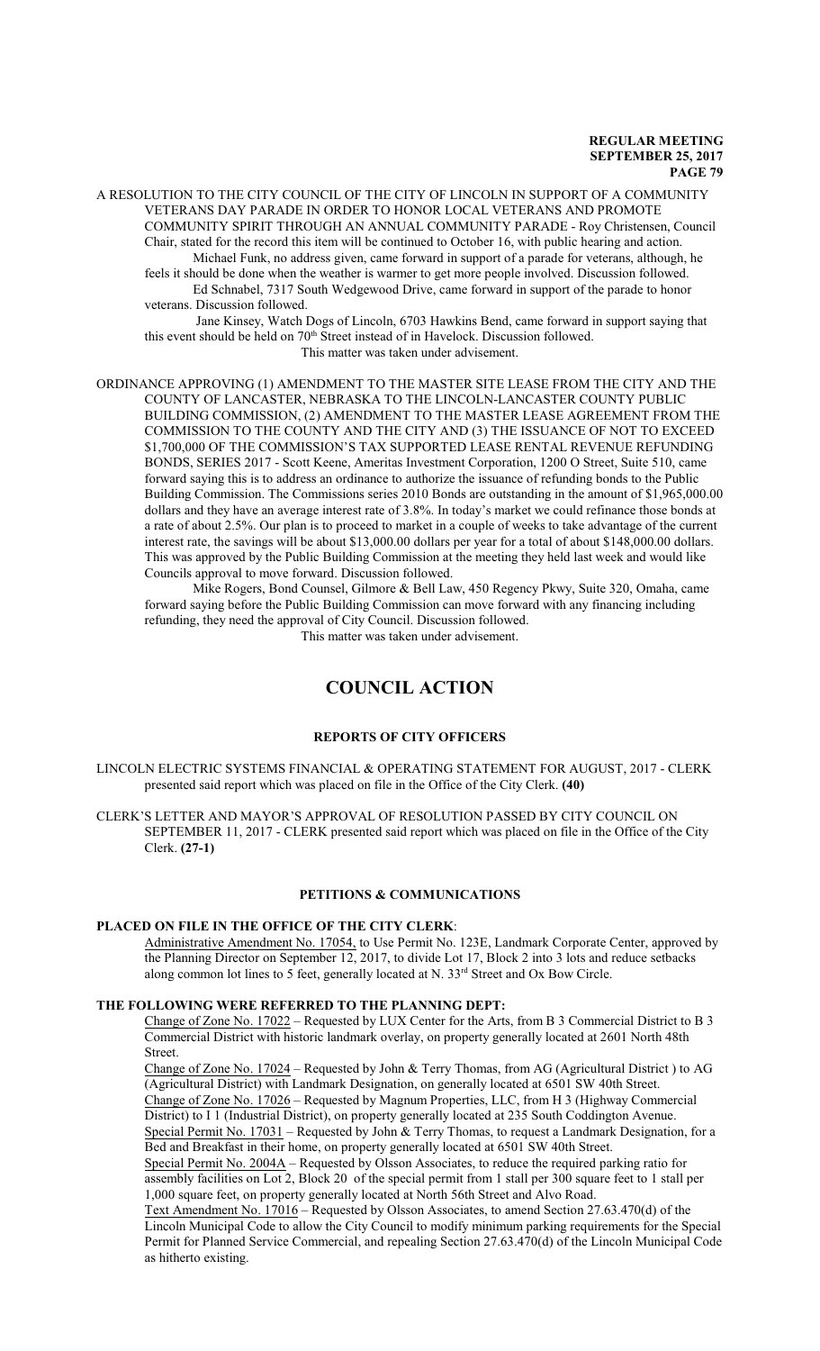A RESOLUTION TO THE CITY COUNCIL OF THE CITY OF LINCOLN IN SUPPORT OF A COMMUNITY VETERANS DAY PARADE IN ORDER TO HONOR LOCAL VETERANS AND PROMOTE COMMUNITY SPIRIT THROUGH AN ANNUAL COMMUNITY PARADE - Roy Christensen, Council Chair, stated for the record this item will be continued to October 16, with public hearing and action.

Michael Funk, no address given, came forward in support of a parade for veterans, although, he feels it should be done when the weather is warmer to get more people involved. Discussion followed.

Ed Schnabel, 7317 South Wedgewood Drive, came forward in support of the parade to honor veterans. Discussion followed.

Jane Kinsey, Watch Dogs of Lincoln, 6703 Hawkins Bend, came forward in support saying that this event should be held on 70th Street instead of in Havelock. Discussion followed.

This matter was taken under advisement.

ORDINANCE APPROVING (1) AMENDMENT TO THE MASTER SITE LEASE FROM THE CITY AND THE COUNTY OF LANCASTER, NEBRASKA TO THE LINCOLN-LANCASTER COUNTY PUBLIC BUILDING COMMISSION, (2) AMENDMENT TO THE MASTER LEASE AGREEMENT FROM THE COMMISSION TO THE COUNTY AND THE CITY AND (3) THE ISSUANCE OF NOT TO EXCEED $1,700,000 OF THE COMMISSION'S TAX SUPPORTED LEASE RENTAL REVENUE REFUNDING BONDS, SERIES 2017 - Scott Keene, Ameritas Investment Corporation, 1200 O Street, Suite 510, came forward saying this is to address an ordinance to authorize the issuance of refunding bonds to the Public Building Commission. The Commissions series 2010 Bonds are outstanding in the amount of $1,965,000.00 dollars and they have an average interest rate of 3.8%. In today's market we could refinance those bonds at a rate of about 2.5%. Our plan is to proceed to market in a couple of weeks to take advantage of the current interest rate, the savings will be about $13,000.00 dollars per year for a total of about $148,000.00 dollars. This was approved by the Public Building Commission at the meeting they held last week and would like Councils approval to move forward. Discussion followed.

Mike Rogers, Bond Counsel, Gilmore & Bell Law, 450 Regency Pkwy, Suite 320, Omaha, came forward saying before the Public Building Commission can move forward with any financing including refunding, they need the approval of City Council. Discussion followed.

This matter was taken under advisement.

# COUNCIL ACTION

## REPORTS OF CITY OFFICERS

LINCOLN ELECTRIC SYSTEMS FINANCIAL & OPERATING STATEMENT FOR AUGUST, 2017 - CLERK presented said report which was placed on file in the Office of the City Clerk. **(40)**

CLERK'S LETTER AND MAYOR'S APPROVAL OF RESOLUTION PASSED BY CITY COUNCIL ON SEPTEMBER 11, 2017 - CLERK presented said report which was placed on file in the Office of the City Clerk. **(27-1)**

## PETITIONS & COMMUNICATIONS

**PLACED ON FILE IN THE OFFICE OF THE CITY CLERK**:

Administrative Amendment No. 17054, to Use Permit No. 123E, Landmark Corporate Center, approved by the Planning Director on September 12, 2017, to divide Lot 17, Block 2 into 3 lots and reduce setbacks along common lot lines to 5 feet, generally located at N. 33rd Street and Ox Bow Circle.

**THE FOLLOWING WERE REFERRED TO THE PLANNING DEPT:**

Change of Zone No. 17022 – Requested by LUX Center for the Arts, from B 3 Commercial District to B 3 Commercial District with historic landmark overlay, on property generally located at 2601 North 48th Street.

Change of Zone No. 17024 – Requested by John & Terry Thomas, from AG (Agricultural District ) to AG (Agricultural District) with Landmark Designation, on generally located at 6501 SW 40th Street.

Change of Zone No. 17026 – Requested by Magnum Properties, LLC, from H 3 (Highway Commercial District) to I 1 (Industrial District), on property generally located at 235 South Coddington Avenue.

Special Permit No. 17031 – Requested by John & Terry Thomas, to request a Landmark Designation, for a Bed and Breakfast in their home, on property generally located at 6501 SW 40th Street.

Special Permit No. 2004A – Requested by Olsson Associates, to reduce the required parking ratio for assembly facilities on Lot 2, Block 20 of the special permit from 1 stall per 300 square feet to 1 stall per 1,000 square feet, on property generally located at North 56th Street and Alvo Road.

Text Amendment No. 17016 – Requested by Olsson Associates, to amend Section 27.63.470(d) of the Lincoln Municipal Code to allow the City Council to modify minimum parking requirements for the Special Permit for Planned Service Commercial, and repealing Section 27.63.470(d) of the Lincoln Municipal Code as hitherto existing.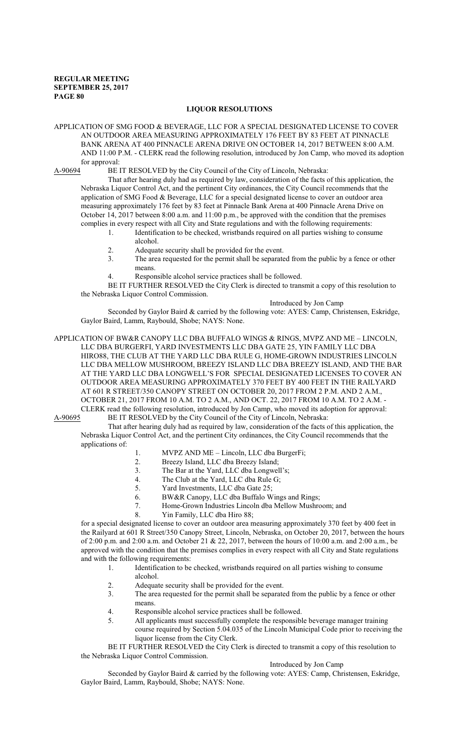## LIQUOR RESOLUTIONS

APPLICATION OF SMG FOOD & BEVERAGE, LLC FOR A SPECIAL DESIGNATED LICENSE TO COVER AN OUTDOOR AREA MEASURING APPROXIMATELY 176 FEET BY 83 FEET AT PINNACLE BANK ARENA AT 400 PINNACLE ARENA DRIVE ON OCTOBER 14, 2017 BETWEEN 8:00 A.M. AND 11:00 P.M. - CLERK read the following resolution, introduced by Jon Camp, who moved its adoption for approval:

A-90694 BE IT RESOLVED by the City Council of the City of Lincoln, Nebraska:

That after hearing duly had as required by law, consideration of the facts of this application, the Nebraska Liquor Control Act, and the pertinent City ordinances, the City Council recommends that the application of SMG Food & Beverage, LLC for a special designated license to cover an outdoor area measuring approximately 176 feet by 83 feet at Pinnacle Bank Arena at 400 Pinnacle Arena Drive on October 14, 2017 between 8:00 a.m. and 11:00 p.m., be approved with the condition that the premises complies in every respect with all City and State regulations and with the following requirements:

1. Identification to be checked, wristbands required on all parties wishing to consume alcohol.
2. Adequate security shall be provided for the event.
3. The area requested for the permit shall be separated from the public by a fence or other means.
4. Responsible alcohol service practices shall be followed.

BE IT FURTHER RESOLVED the City Clerk is directed to transmit a copy of this resolution to the Nebraska Liquor Control Commission.

Introduced by Jon Camp

Seconded by Gaylor Baird & carried by the following vote: AYES: Camp, Christensen, Eskridge, Gaylor Baird, Lamm, Raybould, Shobe; NAYS: None.

APPLICATION OF BW&R CANOPY LLC DBA BUFFALO WINGS & RINGS, MVPZ AND ME – LINCOLN, LLC DBA BURGERFI, YARD INVESTMENTS LLC DBA GATE 25, YIN FAMILY LLC DBA HIRO88, THE CLUB AT THE YARD LLC DBA RULE G, HOME-GROWN INDUSTRIES LINCOLN LLC DBA MELLOW MUSHROOM, BREEZY ISLAND LLC DBA BREEZY ISLAND, AND THE BAR AT THE YARD LLC DBA LONGWELL'S FOR SPECIAL DESIGNATED LICENSES TO COVER AN OUTDOOR AREA MEASURING APPROXIMATELY 370 FEET BY 400 FEET IN THE RAILYARD AT 601 R STREET/350 CANOPY STREET ON OCTOBER 20, 2017 FROM 2 P.M. AND 2 A.M., OCTOBER 21, 2017 FROM 10 A.M. TO 2 A.M., AND OCT. 22, 2017 FROM 10 A.M. TO 2 A.M. - CLERK read the following resolution, introduced by Jon Camp, who moved its adoption for approval:

A-90695 BE IT RESOLVED by the City Council of the City of Lincoln, Nebraska:

That after hearing duly had as required by law, consideration of the facts of this application, the Nebraska Liquor Control Act, and the pertinent City ordinances, the City Council recommends that the applications of:

1. MVPZ AND ME – Lincoln, LLC dba BurgerFi;
2. Breezy Island, LLC dba Breezy Island;
3. The Bar at the Yard, LLC dba Longwell's;
4. The Club at the Yard, LLC dba Rule G;
5. Yard Investments, LLC dba Gate 25;
6. BW&R Canopy, LLC dba Buffalo Wings and Rings;
7. Home-Grown Industries Lincoln dba Mellow Mushroom; and
8. Yin Family, LLC dba Hiro 88;

for a special designated license to cover an outdoor area measuring approximately 370 feet by 400 feet in the Railyard at 601 R Street/350 Canopy Street, Lincoln, Nebraska, on October 20, 2017, between the hours of 2:00 p.m. and 2:00 a.m. and October 21 & 22, 2017, between the hours of 10:00 a.m. and 2:00 a.m., be approved with the condition that the premises complies in every respect with all City and State regulations and with the following requirements:

1. Identification to be checked, wristbands required on all parties wishing to consume alcohol.
2. Adequate security shall be provided for the event.
3. The area requested for the permit shall be separated from the public by a fence or other means.
4. Responsible alcohol service practices shall be followed.
5. All applicants must successfully complete the responsible beverage manager training course required by Section 5.04.035 of the Lincoln Municipal Code prior to receiving the liquor license from the City Clerk.

BE IT FURTHER RESOLVED the City Clerk is directed to transmit a copy of this resolution to the Nebraska Liquor Control Commission.

Introduced by Jon Camp

Seconded by Gaylor Baird & carried by the following vote: AYES: Camp, Christensen, Eskridge, Gaylor Baird, Lamm, Raybould, Shobe; NAYS: None.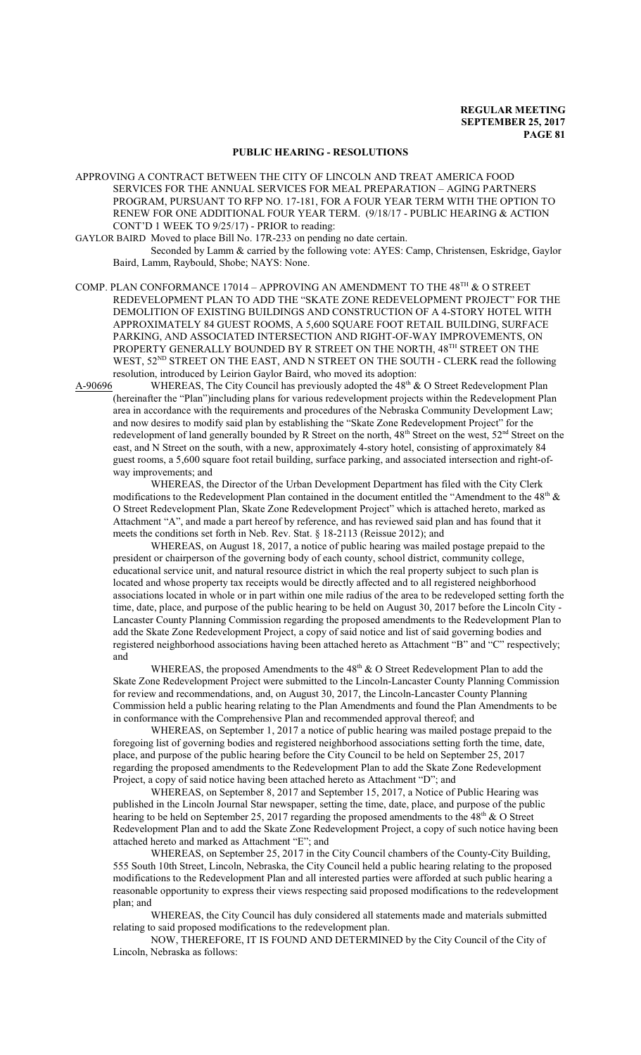## PUBLIC HEARING - RESOLUTIONS

APPROVING A CONTRACT BETWEEN THE CITY OF LINCOLN AND TREAT AMERICA FOOD SERVICES FOR THE ANNUAL SERVICES FOR MEAL PREPARATION – AGING PARTNERS PROGRAM, PURSUANT TO RFP NO. 17-181, FOR A FOUR YEAR TERM WITH THE OPTION TO RENEW FOR ONE ADDITIONAL FOUR YEAR TERM. (9/18/17 - PUBLIC HEARING & ACTION CONT'D 1 WEEK TO 9/25/17) - PRIOR to reading:

GAYLOR BAIRD Moved to place Bill No. 17R-233 on pending no date certain.

Seconded by Lamm & carried by the following vote: AYES: Camp, Christensen, Eskridge, Gaylor Baird, Lamm, Raybould, Shobe; NAYS: None.

COMP. PLAN CONFORMANCE 17014 – APPROVING AN AMENDMENT TO THE 48TH & O STREET REDEVELOPMENT PLAN TO ADD THE "SKATE ZONE REDEVELOPMENT PROJECT" FOR THE DEMOLITION OF EXISTING BUILDINGS AND CONSTRUCTION OF A 4-STORY HOTEL WITH APPROXIMATELY 84 GUEST ROOMS, A 5,600 SQUARE FOOT RETAIL BUILDING, SURFACE PARKING, AND ASSOCIATED INTERSECTION AND RIGHT-OF-WAY IMPROVEMENTS, ON PROPERTY GENERALLY BOUNDED BY R STREET ON THE NORTH, 48TH STREET ON THE WEST, 52ND STREET ON THE EAST, AND N STREET ON THE SOUTH - CLERK read the following resolution, introduced by Leirion Gaylor Baird, who moved its adoption:

A-90696 WHEREAS, The City Council has previously adopted the 48th & O Street Redevelopment Plan (hereinafter the "Plan")including plans for various redevelopment projects within the Redevelopment Plan area in accordance with the requirements and procedures of the Nebraska Community Development Law; and now desires to modify said plan by establishing the "Skate Zone Redevelopment Project" for the redevelopment of land generally bounded by R Street on the north, 48th Street on the west, 52nd Street on the east, and N Street on the south, with a new, approximately 4-story hotel, consisting of approximately 84 guest rooms, a 5,600 square foot retail building, surface parking, and associated intersection and right-of-way improvements; and

WHEREAS, the Director of the Urban Development Department has filed with the City Clerk modifications to the Redevelopment Plan contained in the document entitled the "Amendment to the 48th & O Street Redevelopment Plan, Skate Zone Redevelopment Project" which is attached hereto, marked as Attachment "A", and made a part hereof by reference, and has reviewed said plan and has found that it meets the conditions set forth in Neb. Rev. Stat. § 18-2113 (Reissue 2012); and

WHEREAS, on August 18, 2017, a notice of public hearing was mailed postage prepaid to the president or chairperson of the governing body of each county, school district, community college, educational service unit, and natural resource district in which the real property subject to such plan is located and whose property tax receipts would be directly affected and to all registered neighborhood associations located in whole or in part within one mile radius of the area to be redeveloped setting forth the time, date, place, and purpose of the public hearing to be held on August 30, 2017 before the Lincoln City - Lancaster County Planning Commission regarding the proposed amendments to the Redevelopment Plan to add the Skate Zone Redevelopment Project, a copy of said notice and list of said governing bodies and registered neighborhood associations having been attached hereto as Attachment "B" and "C" respectively; and

WHEREAS, the proposed Amendments to the 48th & O Street Redevelopment Plan to add the Skate Zone Redevelopment Project were submitted to the Lincoln-Lancaster County Planning Commission for review and recommendations, and, on August 30, 2017, the Lincoln-Lancaster County Planning Commission held a public hearing relating to the Plan Amendments and found the Plan Amendments to be in conformance with the Comprehensive Plan and recommended approval thereof; and

WHEREAS, on September 1, 2017 a notice of public hearing was mailed postage prepaid to the foregoing list of governing bodies and registered neighborhood associations setting forth the time, date, place, and purpose of the public hearing before the City Council to be held on September 25, 2017 regarding the proposed amendments to the Redevelopment Plan to add the Skate Zone Redevelopment Project, a copy of said notice having been attached hereto as Attachment "D"; and

WHEREAS, on September 8, 2017 and September 15, 2017, a Notice of Public Hearing was published in the Lincoln Journal Star newspaper, setting the time, date, place, and purpose of the public hearing to be held on September 25, 2017 regarding the proposed amendments to the 48th & O Street Redevelopment Plan and to add the Skate Zone Redevelopment Project, a copy of such notice having been attached hereto and marked as Attachment "E"; and

WHEREAS, on September 25, 2017 in the City Council chambers of the County-City Building, 555 South 10th Street, Lincoln, Nebraska, the City Council held a public hearing relating to the proposed modifications to the Redevelopment Plan and all interested parties were afforded at such public hearing a reasonable opportunity to express their views respecting said proposed modifications to the redevelopment plan; and

WHEREAS, the City Council has duly considered all statements made and materials submitted relating to said proposed modifications to the redevelopment plan.

NOW, THEREFORE, IT IS FOUND AND DETERMINED by the City Council of the City of Lincoln, Nebraska as follows: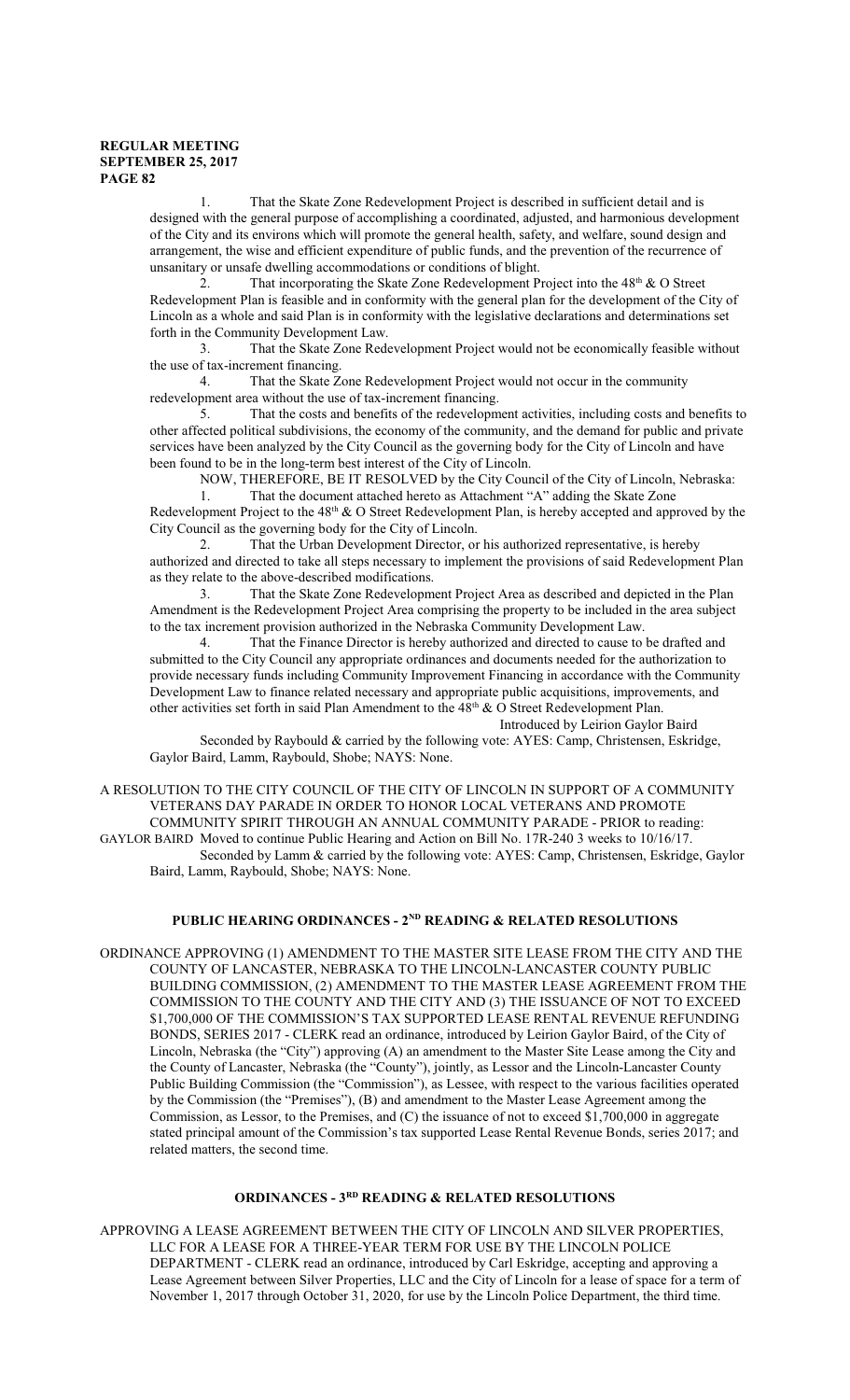1. That the Skate Zone Redevelopment Project is described in sufficient detail and is designed with the general purpose of accomplishing a coordinated, adjusted, and harmonious development of the City and its environs which will promote the general health, safety, and welfare, sound design and arrangement, the wise and efficient expenditure of public funds, and the prevention of the recurrence of unsanitary or unsafe dwelling accommodations or conditions of blight.

2. That incorporating the Skate Zone Redevelopment Project into the 48th & O Street Redevelopment Plan is feasible and in conformity with the general plan for the development of the City of Lincoln as a whole and said Plan is in conformity with the legislative declarations and determinations set forth in the Community Development Law.

3. That the Skate Zone Redevelopment Project would not be economically feasible without the use of tax-increment financing.

4. That the Skate Zone Redevelopment Project would not occur in the community redevelopment area without the use of tax-increment financing.

5. That the costs and benefits of the redevelopment activities, including costs and benefits to other affected political subdivisions, the economy of the community, and the demand for public and private services have been analyzed by the City Council as the governing body for the City of Lincoln and have been found to be in the long-term best interest of the City of Lincoln.

NOW, THEREFORE, BE IT RESOLVED by the City Council of the City of Lincoln, Nebraska:

1. That the document attached hereto as Attachment "A" adding the Skate Zone Redevelopment Project to the 48th & O Street Redevelopment Plan, is hereby accepted and approved by the City Council as the governing body for the City of Lincoln.

2. That the Urban Development Director, or his authorized representative, is hereby authorized and directed to take all steps necessary to implement the provisions of said Redevelopment Plan as they relate to the above-described modifications.

3. That the Skate Zone Redevelopment Project Area as described and depicted in the Plan Amendment is the Redevelopment Project Area comprising the property to be included in the area subject to the tax increment provision authorized in the Nebraska Community Development Law.

4. That the Finance Director is hereby authorized and directed to cause to be drafted and submitted to the City Council any appropriate ordinances and documents needed for the authorization to provide necessary funds including Community Improvement Financing in accordance with the Community Development Law to finance related necessary and appropriate public acquisitions, improvements, and other activities set forth in said Plan Amendment to the 48th & O Street Redevelopment Plan.

Introduced by Leirion Gaylor Baird

Seconded by Raybould & carried by the following vote: AYES: Camp, Christensen, Eskridge, Gaylor Baird, Lamm, Raybould, Shobe; NAYS: None.

A RESOLUTION TO THE CITY COUNCIL OF THE CITY OF LINCOLN IN SUPPORT OF A COMMUNITY VETERANS DAY PARADE IN ORDER TO HONOR LOCAL VETERANS AND PROMOTE COMMUNITY SPIRIT THROUGH AN ANNUAL COMMUNITY PARADE - PRIOR to reading:

GAYLOR BAIRD Moved to continue Public Hearing and Action on Bill No. 17R-240 3 weeks to 10/16/17.

Seconded by Lamm & carried by the following vote: AYES: Camp, Christensen, Eskridge, Gaylor Baird, Lamm, Raybould, Shobe; NAYS: None.

## PUBLIC HEARING ORDINANCES - 2ND READING & RELATED RESOLUTIONS

ORDINANCE APPROVING (1) AMENDMENT TO THE MASTER SITE LEASE FROM THE CITY AND THE COUNTY OF LANCASTER, NEBRASKA TO THE LINCOLN-LANCASTER COUNTY PUBLIC BUILDING COMMISSION, (2) AMENDMENT TO THE MASTER LEASE AGREEMENT FROM THE COMMISSION TO THE COUNTY AND THE CITY AND (3) THE ISSUANCE OF NOT TO EXCEED \$1,700,000 OF THE COMMISSION'S TAX SUPPORTED LEASE RENTAL REVENUE REFUNDING BONDS, SERIES 2017 - CLERK read an ordinance, introduced by Leirion Gaylor Baird, of the City of Lincoln, Nebraska (the "City") approving (A) an amendment to the Master Site Lease among the City and the County of Lancaster, Nebraska (the "County"), jointly, as Lessor and the Lincoln-Lancaster County Public Building Commission (the "Commission"), as Lessee, with respect to the various facilities operated by the Commission (the "Premises"), (B) and amendment to the Master Lease Agreement among the Commission, as Lessor, to the Premises, and (C) the issuance of not to exceed \$1,700,000 in aggregate stated principal amount of the Commission's tax supported Lease Rental Revenue Bonds, series 2017; and related matters, the second time.

## ORDINANCES - 3RD READING & RELATED RESOLUTIONS

APPROVING A LEASE AGREEMENT BETWEEN THE CITY OF LINCOLN AND SILVER PROPERTIES, LLC FOR A LEASE FOR A THREE-YEAR TERM FOR USE BY THE LINCOLN POLICE DEPARTMENT - CLERK read an ordinance, introduced by Carl Eskridge, accepting and approving a Lease Agreement between Silver Properties, LLC and the City of Lincoln for a lease of space for a term of November 1, 2017 through October 31, 2020, for use by the Lincoln Police Department, the third time.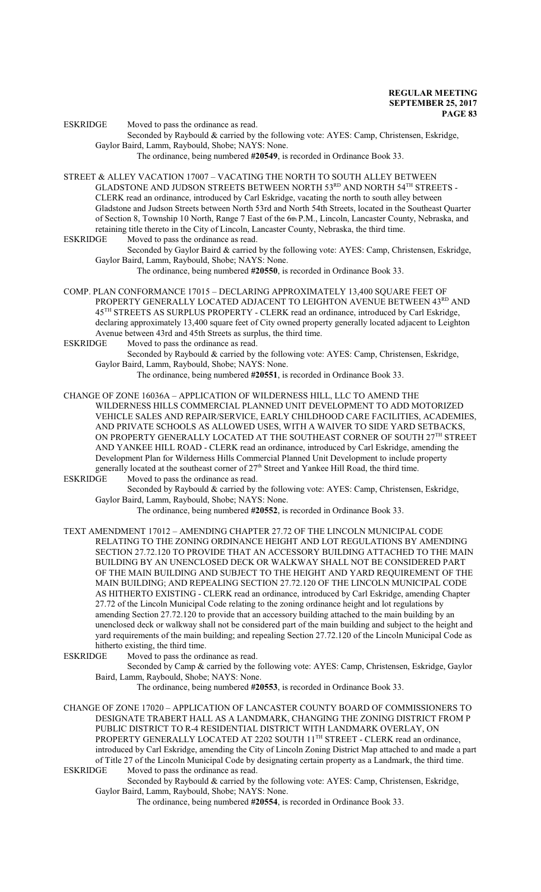ESKRIDGE Moved to pass the ordinance as read.

Seconded by Raybould & carried by the following vote: AYES: Camp, Christensen, Eskridge, Gaylor Baird, Lamm, Raybould, Shobe; NAYS: None.

The ordinance, being numbered **#20549**, is recorded in Ordinance Book 33.

STREET & ALLEY VACATION 17007 – VACATING THE NORTH TO SOUTH ALLEY BETWEEN GLADSTONE AND JUDSON STREETS BETWEEN NORTH 53RD AND NORTH 54TH STREETS - CLERK read an ordinance, introduced by Carl Eskridge, vacating the north to south alley between Gladstone and Judson Streets between North 53rd and North 54th Streets, located in the Southeast Quarter of Section 8, Township 10 North, Range 7 East of the 6th P.M., Lincoln, Lancaster County, Nebraska, and retaining title thereto in the City of Lincoln, Lancaster County, Nebraska, the third time.

ESKRIDGE Moved to pass the ordinance as read.

Seconded by Gaylor Baird & carried by the following vote: AYES: Camp, Christensen, Eskridge, Gaylor Baird, Lamm, Raybould, Shobe; NAYS: None.

The ordinance, being numbered **#20550**, is recorded in Ordinance Book 33.

COMP. PLAN CONFORMANCE 17015 – DECLARING APPROXIMATELY 13,400 SQUARE FEET OF PROPERTY GENERALLY LOCATED ADJACENT TO LEIGHTON AVENUE BETWEEN 43RD AND 45TH STREETS AS SURPLUS PROPERTY - CLERK read an ordinance, introduced by Carl Eskridge, declaring approximately 13,400 square feet of City owned property generally located adjacent to Leighton Avenue between 43rd and 45th Streets as surplus, the third time.

ESKRIDGE Moved to pass the ordinance as read.

Seconded by Raybould & carried by the following vote: AYES: Camp, Christensen, Eskridge, Gaylor Baird, Lamm, Raybould, Shobe; NAYS: None.

The ordinance, being numbered **#20551**, is recorded in Ordinance Book 33.

CHANGE OF ZONE 16036A – APPLICATION OF WILDERNESS HILL, LLC TO AMEND THE WILDERNESS HILLS COMMERCIAL PLANNED UNIT DEVELOPMENT TO ADD MOTORIZED VEHICLE SALES AND REPAIR/SERVICE, EARLY CHILDHOOD CARE FACILITIES, ACADEMIES, AND PRIVATE SCHOOLS AS ALLOWED USES, WITH A WAIVER TO SIDE YARD SETBACKS, ON PROPERTY GENERALLY LOCATED AT THE SOUTHEAST CORNER OF SOUTH 27TH STREET AND YANKEE HILL ROAD - CLERK read an ordinance, introduced by Carl Eskridge, amending the Development Plan for Wilderness Hills Commercial Planned Unit Development to include property generally located at the southeast corner of 27th Street and Yankee Hill Road, the third time.

ESKRIDGE Moved to pass the ordinance as read.

Seconded by Raybould & carried by the following vote: AYES: Camp, Christensen, Eskridge, Gaylor Baird, Lamm, Raybould, Shobe; NAYS: None.

The ordinance, being numbered **#20552**, is recorded in Ordinance Book 33.

TEXT AMENDMENT 17012 – AMENDING CHAPTER 27.72 OF THE LINCOLN MUNICIPAL CODE RELATING TO THE ZONING ORDINANCE HEIGHT AND LOT REGULATIONS BY AMENDING SECTION 27.72.120 TO PROVIDE THAT AN ACCESSORY BUILDING ATTACHED TO THE MAIN BUILDING BY AN UNENCLOSED DECK OR WALKWAY SHALL NOT BE CONSIDERED PART OF THE MAIN BUILDING AND SUBJECT TO THE HEIGHT AND YARD REQUIREMENT OF THE MAIN BUILDING; AND REPEALING SECTION 27.72.120 OF THE LINCOLN MUNICIPAL CODE AS HITHERTO EXISTING - CLERK read an ordinance, introduced by Carl Eskridge, amending Chapter 27.72 of the Lincoln Municipal Code relating to the zoning ordinance height and lot regulations by amending Section 27.72.120 to provide that an accessory building attached to the main building by an unenclosed deck or walkway shall not be considered part of the main building and subject to the height and yard requirements of the main building; and repealing Section 27.72.120 of the Lincoln Municipal Code as hitherto existing, the third time.

ESKRIDGE Moved to pass the ordinance as read.

Seconded by Camp & carried by the following vote: AYES: Camp, Christensen, Eskridge, Gaylor Baird, Lamm, Raybould, Shobe; NAYS: None.

The ordinance, being numbered **#20553**, is recorded in Ordinance Book 33.

CHANGE OF ZONE 17020 – APPLICATION OF LANCASTER COUNTY BOARD OF COMMISSIONERS TO DESIGNATE TRABERT HALL AS A LANDMARK, CHANGING THE ZONING DISTRICT FROM P PUBLIC DISTRICT TO R-4 RESIDENTIAL DISTRICT WITH LANDMARK OVERLAY, ON PROPERTY GENERALLY LOCATED AT 2202 SOUTH 11TH STREET - CLERK read an ordinance, introduced by Carl Eskridge, amending the City of Lincoln Zoning District Map attached to and made a part of Title 27 of the Lincoln Municipal Code by designating certain property as a Landmark, the third time.

ESKRIDGE Moved to pass the ordinance as read.

Seconded by Raybould & carried by the following vote: AYES: Camp, Christensen, Eskridge, Gaylor Baird, Lamm, Raybould, Shobe; NAYS: None.

The ordinance, being numbered **#20554**, is recorded in Ordinance Book 33.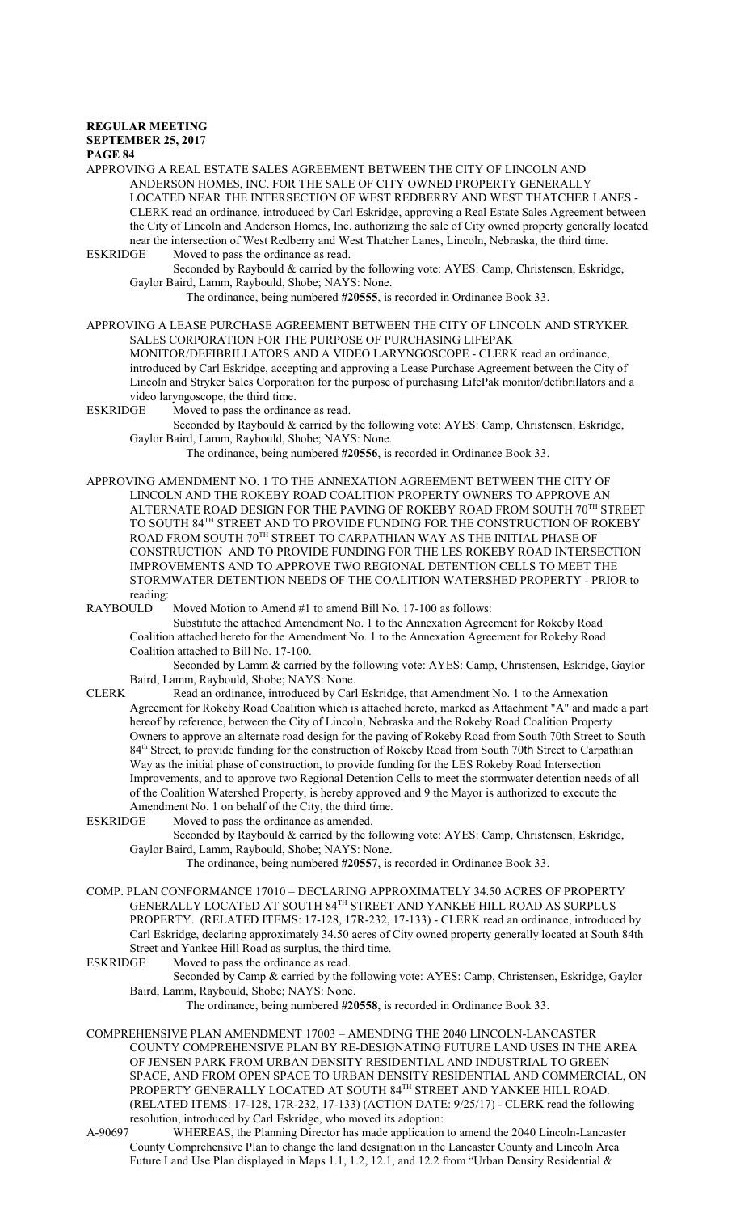APPROVING A REAL ESTATE SALES AGREEMENT BETWEEN THE CITY OF LINCOLN AND ANDERSON HOMES, INC. FOR THE SALE OF CITY OWNED PROPERTY GENERALLY LOCATED NEAR THE INTERSECTION OF WEST REDBERRY AND WEST THATCHER LANES - CLERK read an ordinance, introduced by Carl Eskridge, approving a Real Estate Sales Agreement between the City of Lincoln and Anderson Homes, Inc. authorizing the sale of City owned property generally located near the intersection of West Redberry and West Thatcher Lanes, Lincoln, Nebraska, the third time.

ESKRIDGE Moved to pass the ordinance as read.

Seconded by Raybould & carried by the following vote: AYES: Camp, Christensen, Eskridge, Gaylor Baird, Lamm, Raybould, Shobe; NAYS: None.

The ordinance, being numbered **#20555**, is recorded in Ordinance Book 33.

APPROVING A LEASE PURCHASE AGREEMENT BETWEEN THE CITY OF LINCOLN AND STRYKER SALES CORPORATION FOR THE PURPOSE OF PURCHASING LIFEPAK MONITOR/DEFIBRILLATORS AND A VIDEO LARYNGOSCOPE - CLERK read an ordinance, introduced by Carl Eskridge, accepting and approving a Lease Purchase Agreement between the City of Lincoln and Stryker Sales Corporation for the purpose of purchasing LifePak monitor/defibrillators and a video laryngoscope, the third time.

ESKRIDGE Moved to pass the ordinance as read.

Seconded by Raybould & carried by the following vote: AYES: Camp, Christensen, Eskridge, Gaylor Baird, Lamm, Raybould, Shobe; NAYS: None.

The ordinance, being numbered **#20556**, is recorded in Ordinance Book 33.

APPROVING AMENDMENT NO. 1 TO THE ANNEXATION AGREEMENT BETWEEN THE CITY OF LINCOLN AND THE ROKEBY ROAD COALITION PROPERTY OWNERS TO APPROVE AN ALTERNATE ROAD DESIGN FOR THE PAVING OF ROKEBY ROAD FROM SOUTH 70TH STREET TO SOUTH 84TH STREET AND TO PROVIDE FUNDING FOR THE CONSTRUCTION OF ROKEBY ROAD FROM SOUTH 70TH STREET TO CARPATHIAN WAY AS THE INITIAL PHASE OF CONSTRUCTION AND TO PROVIDE FUNDING FOR THE LES ROKEBY ROAD INTERSECTION IMPROVEMENTS AND TO APPROVE TWO REGIONAL DETENTION CELLS TO MEET THE STORMWATER DETENTION NEEDS OF THE COALITION WATERSHED PROPERTY - PRIOR to reading:

RAYBOULD Moved Motion to Amend #1 to amend Bill No. 17-100 as follows:

Substitute the attached Amendment No. 1 to the Annexation Agreement for Rokeby Road Coalition attached hereto for the Amendment No. 1 to the Annexation Agreement for Rokeby Road Coalition attached to Bill No. 17-100.

Seconded by Lamm & carried by the following vote: AYES: Camp, Christensen, Eskridge, Gaylor Baird, Lamm, Raybould, Shobe; NAYS: None.

CLERK Read an ordinance, introduced by Carl Eskridge, that Amendment No. 1 to the Annexation Agreement for Rokeby Road Coalition which is attached hereto, marked as Attachment "A" and made a part hereof by reference, between the City of Lincoln, Nebraska and the Rokeby Road Coalition Property Owners to approve an alternate road design for the paving of Rokeby Road from South 70th Street to South 84th Street, to provide funding for the construction of Rokeby Road from South 70th Street to Carpathian Way as the initial phase of construction, to provide funding for the LES Rokeby Road Intersection Improvements, and to approve two Regional Detention Cells to meet the stormwater detention needs of all of the Coalition Watershed Property, is hereby approved and 9 the Mayor is authorized to execute the Amendment No. 1 on behalf of the City, the third time.

ESKRIDGE Moved to pass the ordinance as amended.

Seconded by Raybould & carried by the following vote: AYES: Camp, Christensen, Eskridge, Gaylor Baird, Lamm, Raybould, Shobe; NAYS: None.

The ordinance, being numbered **#20557**, is recorded in Ordinance Book 33.

COMP. PLAN CONFORMANCE 17010 – DECLARING APPROXIMATELY 34.50 ACRES OF PROPERTY GENERALLY LOCATED AT SOUTH 84TH STREET AND YANKEE HILL ROAD AS SURPLUS PROPERTY. (RELATED ITEMS: 17-128, 17R-232, 17-133) - CLERK read an ordinance, introduced by Carl Eskridge, declaring approximately 34.50 acres of City owned property generally located at South 84th Street and Yankee Hill Road as surplus, the third time.

ESKRIDGE Moved to pass the ordinance as read.

Seconded by Camp & carried by the following vote: AYES: Camp, Christensen, Eskridge, Gaylor Baird, Lamm, Raybould, Shobe; NAYS: None.

The ordinance, being numbered **#20558**, is recorded in Ordinance Book 33.

COMPREHENSIVE PLAN AMENDMENT 17003 – AMENDING THE 2040 LINCOLN-LANCASTER COUNTY COMPREHENSIVE PLAN BY RE-DESIGNATING FUTURE LAND USES IN THE AREA OF JENSEN PARK FROM URBAN DENSITY RESIDENTIAL AND INDUSTRIAL TO GREEN SPACE, AND FROM OPEN SPACE TO URBAN DENSITY RESIDENTIAL AND COMMERCIAL, ON PROPERTY GENERALLY LOCATED AT SOUTH 84TH STREET AND YANKEE HILL ROAD. (RELATED ITEMS: 17-128, 17R-232, 17-133) (ACTION DATE: 9/25/17) - CLERK read the following resolution, introduced by Carl Eskridge, who moved its adoption:

A-90697 WHEREAS, the Planning Director has made application to amend the 2040 Lincoln-Lancaster County Comprehensive Plan to change the land designation in the Lancaster County and Lincoln Area Future Land Use Plan displayed in Maps 1.1, 1.2, 12.1, and 12.2 from "Urban Density Residential &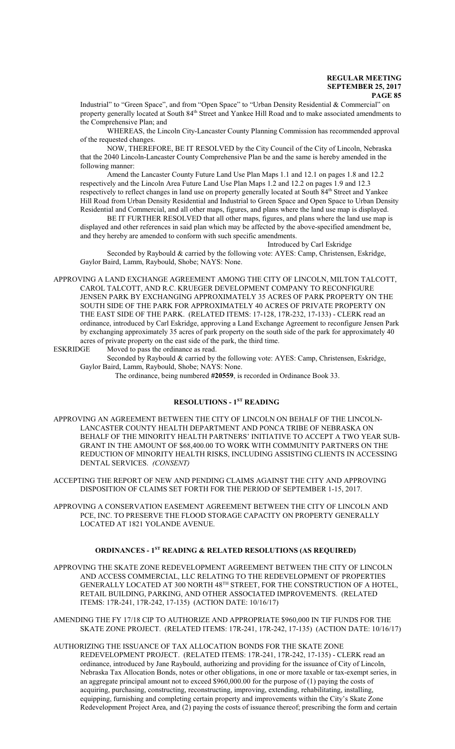Industrial" to "Green Space", and from "Open Space" to "Urban Density Residential & Commercial" on property generally located at South 84th Street and Yankee Hill Road and to make associated amendments to the Comprehensive Plan; and

WHEREAS, the Lincoln City-Lancaster County Planning Commission has recommended approval of the requested changes.

NOW, THEREFORE, BE IT RESOLVED by the City Council of the City of Lincoln, Nebraska that the 2040 Lincoln-Lancaster County Comprehensive Plan be and the same is hereby amended in the following manner:

Amend the Lancaster County Future Land Use Plan Maps 1.1 and 12.1 on pages 1.8 and 12.2 respectively and the Lincoln Area Future Land Use Plan Maps 1.2 and 12.2 on pages 1.9 and 12.3 respectively to reflect changes in land use on property generally located at South 84th Street and Yankee Hill Road from Urban Density Residential and Industrial to Green Space and Open Space to Urban Density Residential and Commercial, and all other maps, figures, and plans where the land use map is displayed.

BE IT FURTHER RESOLVED that all other maps, figures, and plans where the land use map is displayed and other references in said plan which may be affected by the above-specified amendment be, and they hereby are amended to conform with such specific amendments.

Introduced by Carl Eskridge

Seconded by Raybould & carried by the following vote: AYES: Camp, Christensen, Eskridge, Gaylor Baird, Lamm, Raybould, Shobe; NAYS: None.

APPROVING A LAND EXCHANGE AGREEMENT AMONG THE CITY OF LINCOLN, MILTON TALCOTT, CAROL TALCOTT, AND R.C. KRUEGER DEVELOPMENT COMPANY TO RECONFIGURE JENSEN PARK BY EXCHANGING APPROXIMATELY 35 ACRES OF PARK PROPERTY ON THE SOUTH SIDE OF THE PARK FOR APPROXIMATELY 40 ACRES OF PRIVATE PROPERTY ON THE EAST SIDE OF THE PARK. (RELATED ITEMS: 17-128, 17R-232, 17-133) - CLERK read an ordinance, introduced by Carl Eskridge, approving a Land Exchange Agreement to reconfigure Jensen Park by exchanging approximately 35 acres of park property on the south side of the park for approximately 40 acres of private property on the east side of the park, the third time.

ESKRIDGE Moved to pass the ordinance as read.

Seconded by Raybould & carried by the following vote: AYES: Camp, Christensen, Eskridge, Gaylor Baird, Lamm, Raybould, Shobe; NAYS: None.

The ordinance, being numbered **#20559**, is recorded in Ordinance Book 33.

## RESOLUTIONS - 1ST READING

APPROVING AN AGREEMENT BETWEEN THE CITY OF LINCOLN ON BEHALF OF THE LINCOLN-LANCASTER COUNTY HEALTH DEPARTMENT AND PONCA TRIBE OF NEBRASKA ON BEHALF OF THE MINORITY HEALTH PARTNERS' INITIATIVE TO ACCEPT A TWO YEAR SUB-GRANT IN THE AMOUNT OF $68,400.00 TO WORK WITH COMMUNITY PARTNERS ON THE REDUCTION OF MINORITY HEALTH RISKS, INCLUDING ASSISTING CLIENTS IN ACCESSING DENTAL SERVICES. *(CONSENT)*

ACCEPTING THE REPORT OF NEW AND PENDING CLAIMS AGAINST THE CITY AND APPROVING DISPOSITION OF CLAIMS SET FORTH FOR THE PERIOD OF SEPTEMBER 1-15, 2017.

APPROVING A CONSERVATION EASEMENT AGREEMENT BETWEEN THE CITY OF LINCOLN AND PCE, INC. TO PRESERVE THE FLOOD STORAGE CAPACITY ON PROPERTY GENERALLY LOCATED AT 1821 YOLANDE AVENUE.

## ORDINANCES - 1ST READING & RELATED RESOLUTIONS (AS REQUIRED)

APPROVING THE SKATE ZONE REDEVELOPMENT AGREEMENT BETWEEN THE CITY OF LINCOLN AND ACCESS COMMERCIAL, LLC RELATING TO THE REDEVELOPMENT OF PROPERTIES GENERALLY LOCATED AT 300 NORTH 48TH STREET, FOR THE CONSTRUCTION OF A HOTEL, RETAIL BUILDING, PARKING, AND OTHER ASSOCIATED IMPROVEMENTS. (RELATED ITEMS: 17R-241, 17R-242, 17-135) (ACTION DATE: 10/16/17)

AMENDING THE FY 17/18 CIP TO AUTHORIZE AND APPROPRIATE $960,000 IN TIF FUNDS FOR THE SKATE ZONE PROJECT. (RELATED ITEMS: 17R-241, 17R-242, 17-135) (ACTION DATE: 10/16/17)

AUTHORIZING THE ISSUANCE OF TAX ALLOCATION BONDS FOR THE SKATE ZONE REDEVELOPMENT PROJECT. (RELATED ITEMS: 17R-241, 17R-242, 17-135) - CLERK read an ordinance, introduced by Jane Raybould, authorizing and providing for the issuance of City of Lincoln, Nebraska Tax Allocation Bonds, notes or other obligations, in one or more taxable or tax-exempt series, in an aggregate principal amount not to exceed $960,000.00 for the purpose of (1) paying the costs of acquiring, purchasing, constructing, reconstructing, improving, extending, rehabilitating, installing, equipping, furnishing and completing certain property and improvements within the City's Skate Zone Redevelopment Project Area, and (2) paying the costs of issuance thereof; prescribing the form and certain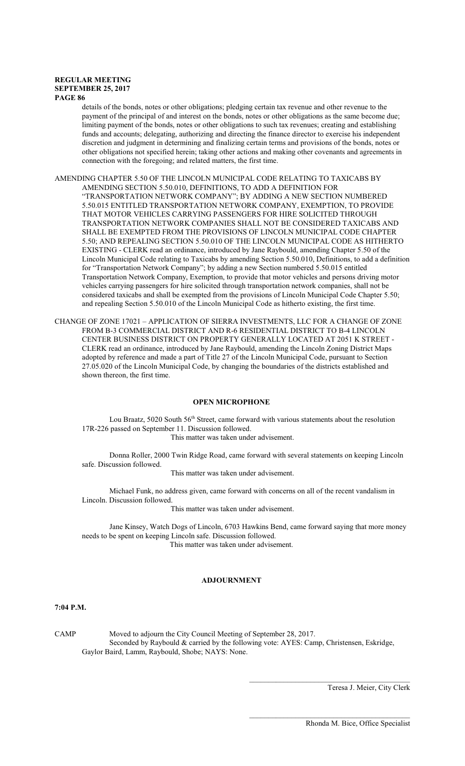details of the bonds, notes or other obligations; pledging certain tax revenue and other revenue to the payment of the principal of and interest on the bonds, notes or other obligations as the same become due; limiting payment of the bonds, notes or other obligations to such tax revenues; creating and establishing funds and accounts; delegating, authorizing and directing the finance director to exercise his independent discretion and judgment in determining and finalizing certain terms and provisions of the bonds, notes or other obligations not specified herein; taking other actions and making other covenants and agreements in connection with the foregoing; and related matters, the first time.

AMENDING CHAPTER 5.50 OF THE LINCOLN MUNICIPAL CODE RELATING TO TAXICABS BY AMENDING SECTION 5.50.010, DEFINITIONS, TO ADD A DEFINITION FOR "TRANSPORTATION NETWORK COMPANY"; BY ADDING A NEW SECTION NUMBERED 5.50.015 ENTITLED TRANSPORTATION NETWORK COMPANY, EXEMPTION, TO PROVIDE THAT MOTOR VEHICLES CARRYING PASSENGERS FOR HIRE SOLICITED THROUGH TRANSPORTATION NETWORK COMPANIES SHALL NOT BE CONSIDERED TAXICABS AND SHALL BE EXEMPTED FROM THE PROVISIONS OF LINCOLN MUNICIPAL CODE CHAPTER 5.50; AND REPEALING SECTION 5.50.010 OF THE LINCOLN MUNICIPAL CODE AS HITHERTO EXISTING - CLERK read an ordinance, introduced by Jane Raybould, amending Chapter 5.50 of the Lincoln Municipal Code relating to Taxicabs by amending Section 5.50.010, Definitions, to add a definition for "Transportation Network Company"; by adding a new Section numbered 5.50.015 entitled Transportation Network Company, Exemption, to provide that motor vehicles and persons driving motor vehicles carrying passengers for hire solicited through transportation network companies, shall not be considered taxicabs and shall be exempted from the provisions of Lincoln Municipal Code Chapter 5.50; and repealing Section 5.50.010 of the Lincoln Municipal Code as hitherto existing, the first time.

CHANGE OF ZONE 17021 – APPLICATION OF SIERRA INVESTMENTS, LLC FOR A CHANGE OF ZONE FROM B-3 COMMERCIAL DISTRICT AND R-6 RESIDENTIAL DISTRICT TO B-4 LINCOLN CENTER BUSINESS DISTRICT ON PROPERTY GENERALLY LOCATED AT 2051 K STREET - CLERK read an ordinance, introduced by Jane Raybould, amending the Lincoln Zoning District Maps adopted by reference and made a part of Title 27 of the Lincoln Municipal Code, pursuant to Section 27.05.020 of the Lincoln Municipal Code, by changing the boundaries of the districts established and shown thereon, the first time.

## OPEN MICROPHONE

Lou Braatz, 5020 South 56th Street, came forward with various statements about the resolution 17R-226 passed on September 11. Discussion followed.

This matter was taken under advisement.

Donna Roller, 2000 Twin Ridge Road, came forward with several statements on keeping Lincoln safe. Discussion followed.

This matter was taken under advisement.

Michael Funk, no address given, came forward with concerns on all of the recent vandalism in Lincoln. Discussion followed.

This matter was taken under advisement.

Jane Kinsey, Watch Dogs of Lincoln, 6703 Hawkins Bend, came forward saying that more money needs to be spent on keeping Lincoln safe. Discussion followed.

This matter was taken under advisement.

## ADJOURNMENT

**7:04 P.M.**

CAMP Moved to adjourn the City Council Meeting of September 28, 2017.
Seconded by Raybould & carried by the following vote: AYES: Camp, Christensen, Eskridge, Gaylor Baird, Lamm, Raybould, Shobe; NAYS: None.

\_\_\_\_\_\_\_\_\_\_\_\_\_\_\_\_\_\_\_\_\_\_\_\_\_\_\_\_\_\_\_\_\_\_\_\_\_\_\_\_
Teresa J. Meier, City Clerk

\_\_\_\_\_\_\_\_\_\_\_\_\_\_\_\_\_\_\_\_\_\_\_\_\_\_\_\_\_\_\_\_\_\_\_\_\_\_\_\_
Rhonda M. Bice, Office Specialist